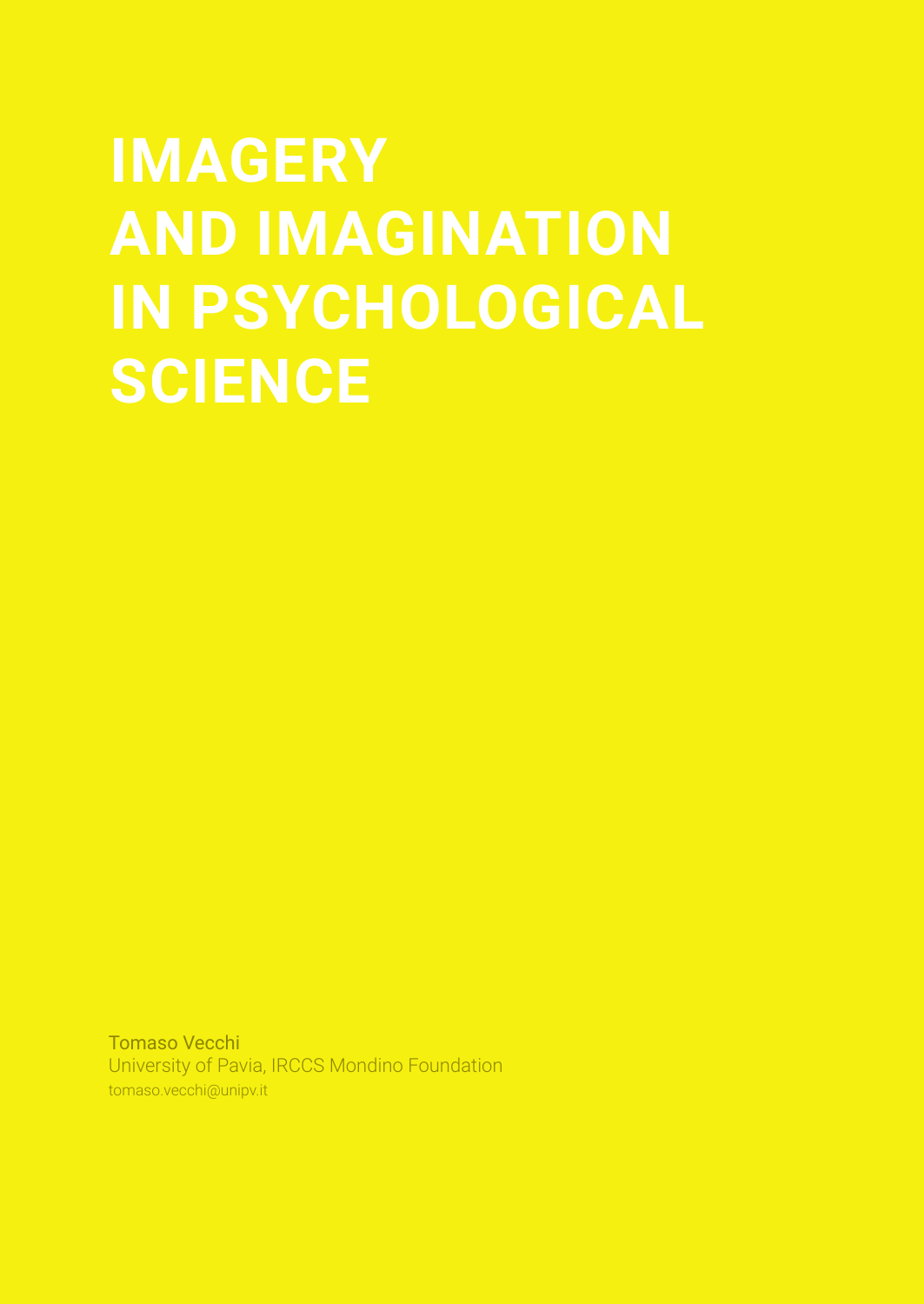# IMAGERY AND IMAGINATION IN PSYCHOLOGICAL SCIENCE

Tomaso Vecchi
University of Pavia, IRCCS Mondino Foundation
tomaso.vecchi@unipv.it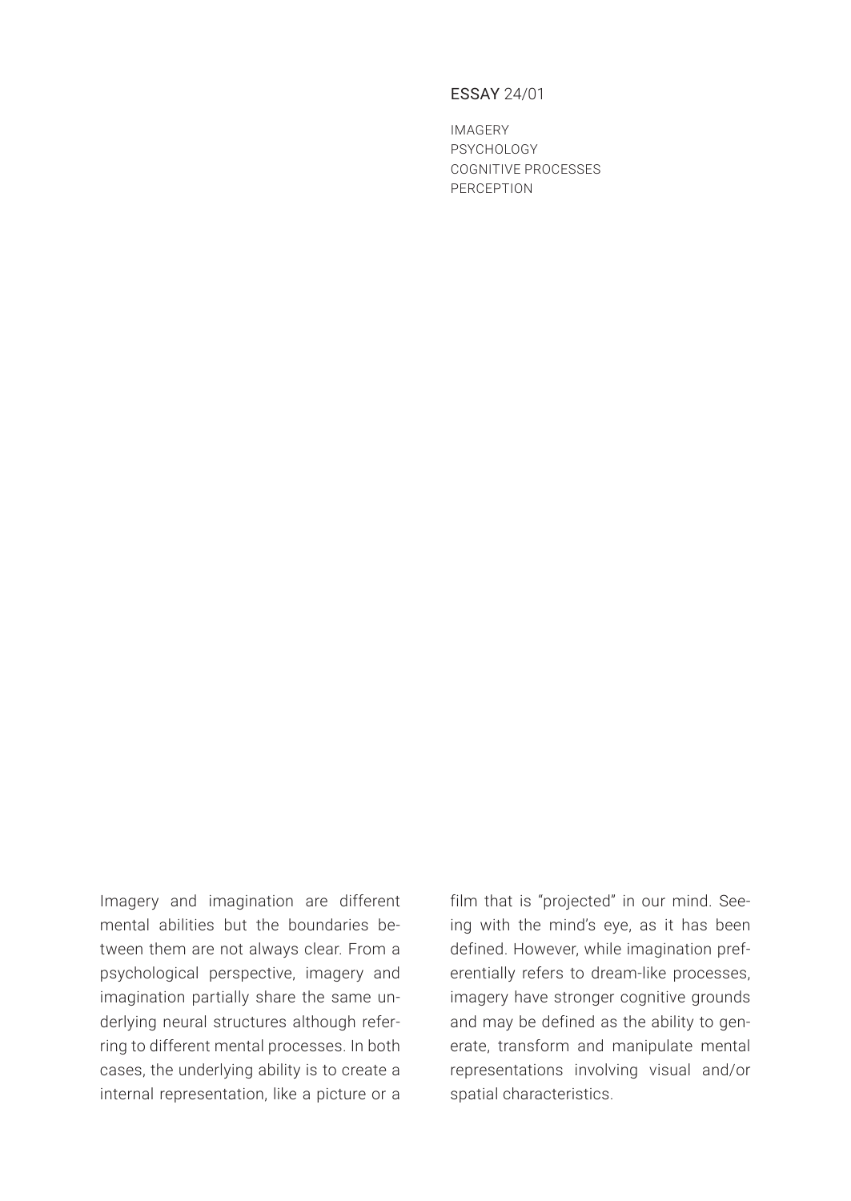ESSAY 24/01

IMAGERY
PSYCHOLOGY
COGNITIVE PROCESSES
PERCEPTION

Imagery and imagination are different mental abilities but the boundaries between them are not always clear. From a psychological perspective, imagery and imagination partially share the same underlying neural structures although referring to different mental processes. In both cases, the underlying ability is to create a internal representation, like a picture or a film that is "projected" in our mind. Seeing with the mind's eye, as it has been defined. However, while imagination preferentially refers to dream-like processes, imagery have stronger cognitive grounds and may be defined as the ability to generate, transform and manipulate mental representations involving visual and/or spatial characteristics.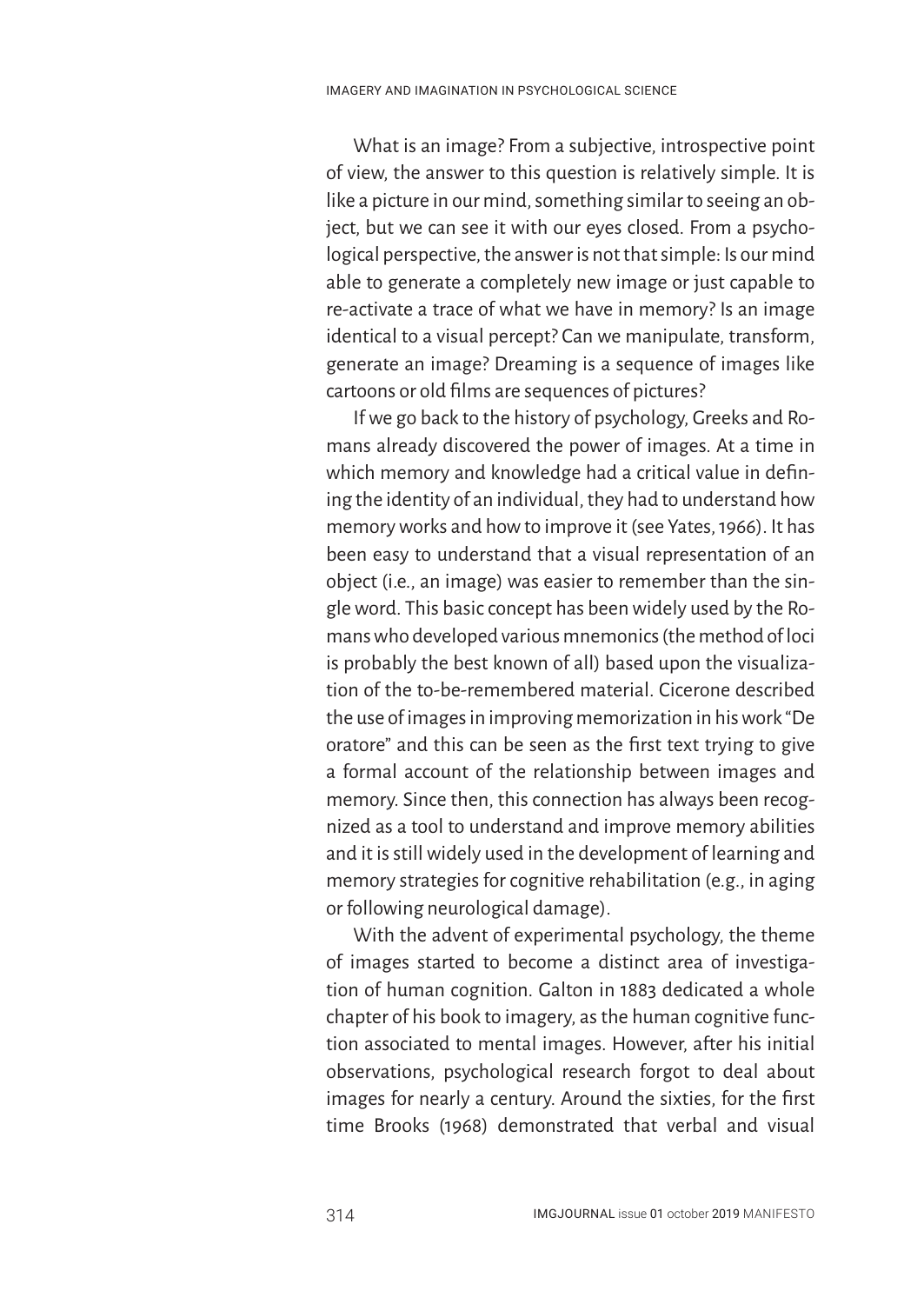What is an image? From a subjective, introspective point of view, the answer to this question is relatively simple. It is like a picture in our mind, something similar to seeing an object, but we can see it with our eyes closed. From a psychological perspective, the answer is not that simple: Is our mind able to generate a completely new image or just capable to re-activate a trace of what we have in memory? Is an image identical to a visual percept? Can we manipulate, transform, generate an image? Dreaming is a sequence of images like cartoons or old films are sequences of pictures?

If we go back to the history of psychology, Greeks and Romans already discovered the power of images. At a time in which memory and knowledge had a critical value in defining the identity of an individual, they had to understand how memory works and how to improve it (see Yates, 1966). It has been easy to understand that a visual representation of an object (i.e., an image) was easier to remember than the single word. This basic concept has been widely used by the Romans who developed various mnemonics (the method of loci is probably the best known of all) based upon the visualization of the to-be-remembered material. Cicerone described the use of images in improving memorization in his work "De oratore" and this can be seen as the first text trying to give a formal account of the relationship between images and memory. Since then, this connection has always been recognized as a tool to understand and improve memory abilities and it is still widely used in the development of learning and memory strategies for cognitive rehabilitation (e.g., in aging or following neurological damage).

With the advent of experimental psychology, the theme of images started to become a distinct area of investigation of human cognition. Galton in 1883 dedicated a whole chapter of his book to imagery, as the human cognitive function associated to mental images. However, after his initial observations, psychological research forgot to deal about images for nearly a century. Around the sixties, for the first time Brooks (1968) demonstrated that verbal and visual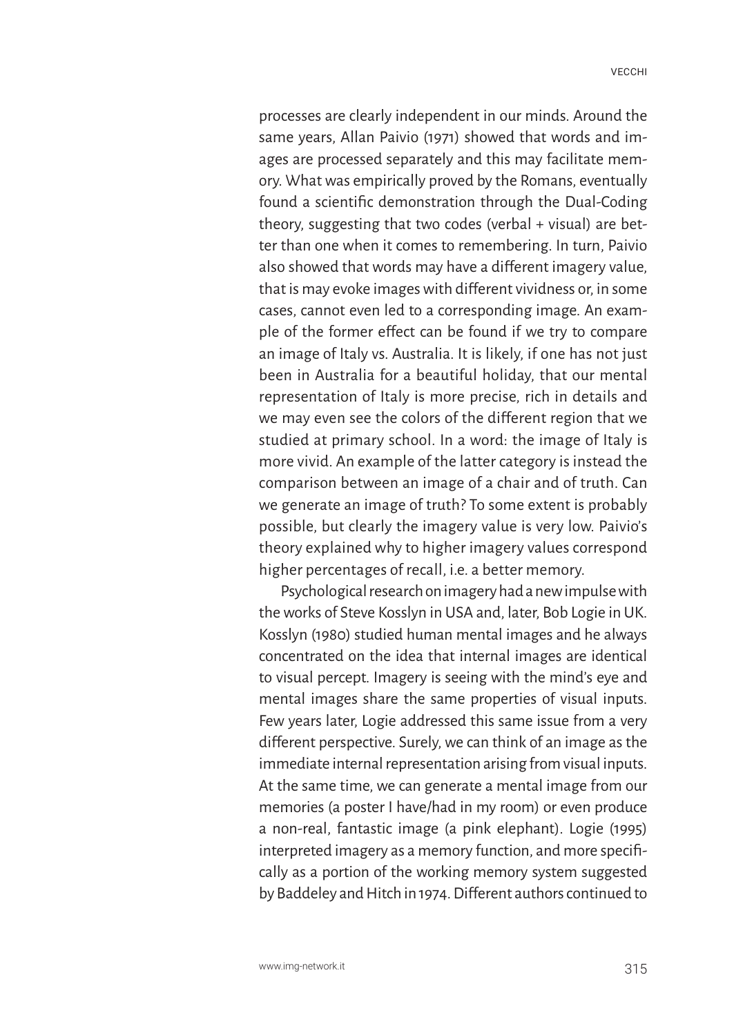processes are clearly independent in our minds. Around the same years, Allan Paivio (1971) showed that words and images are processed separately and this may facilitate memory. What was empirically proved by the Romans, eventually found a scientific demonstration through the Dual-Coding theory, suggesting that two codes (verbal + visual) are better than one when it comes to remembering. In turn, Paivio also showed that words may have a different imagery value, that is may evoke images with different vividness or, in some cases, cannot even led to a corresponding image. An example of the former effect can be found if we try to compare an image of Italy vs. Australia. It is likely, if one has not just been in Australia for a beautiful holiday, that our mental representation of Italy is more precise, rich in details and we may even see the colors of the different region that we studied at primary school. In a word: the image of Italy is more vivid. An example of the latter category is instead the comparison between an image of a chair and of truth. Can we generate an image of truth? To some extent is probably possible, but clearly the imagery value is very low. Paivio's theory explained why to higher imagery values correspond higher percentages of recall, i.e. a better memory.

Psychological research on imagery had a new impulse with the works of Steve Kosslyn in USA and, later, Bob Logie in UK. Kosslyn (1980) studied human mental images and he always concentrated on the idea that internal images are identical to visual percept. Imagery is seeing with the mind's eye and mental images share the same properties of visual inputs. Few years later, Logie addressed this same issue from a very different perspective. Surely, we can think of an image as the immediate internal representation arising from visual inputs. At the same time, we can generate a mental image from our memories (a poster I have/had in my room) or even produce a non-real, fantastic image (a pink elephant). Logie (1995) interpreted imagery as a memory function, and more specifically as a portion of the working memory system suggested by Baddeley and Hitch in 1974. Different authors continued to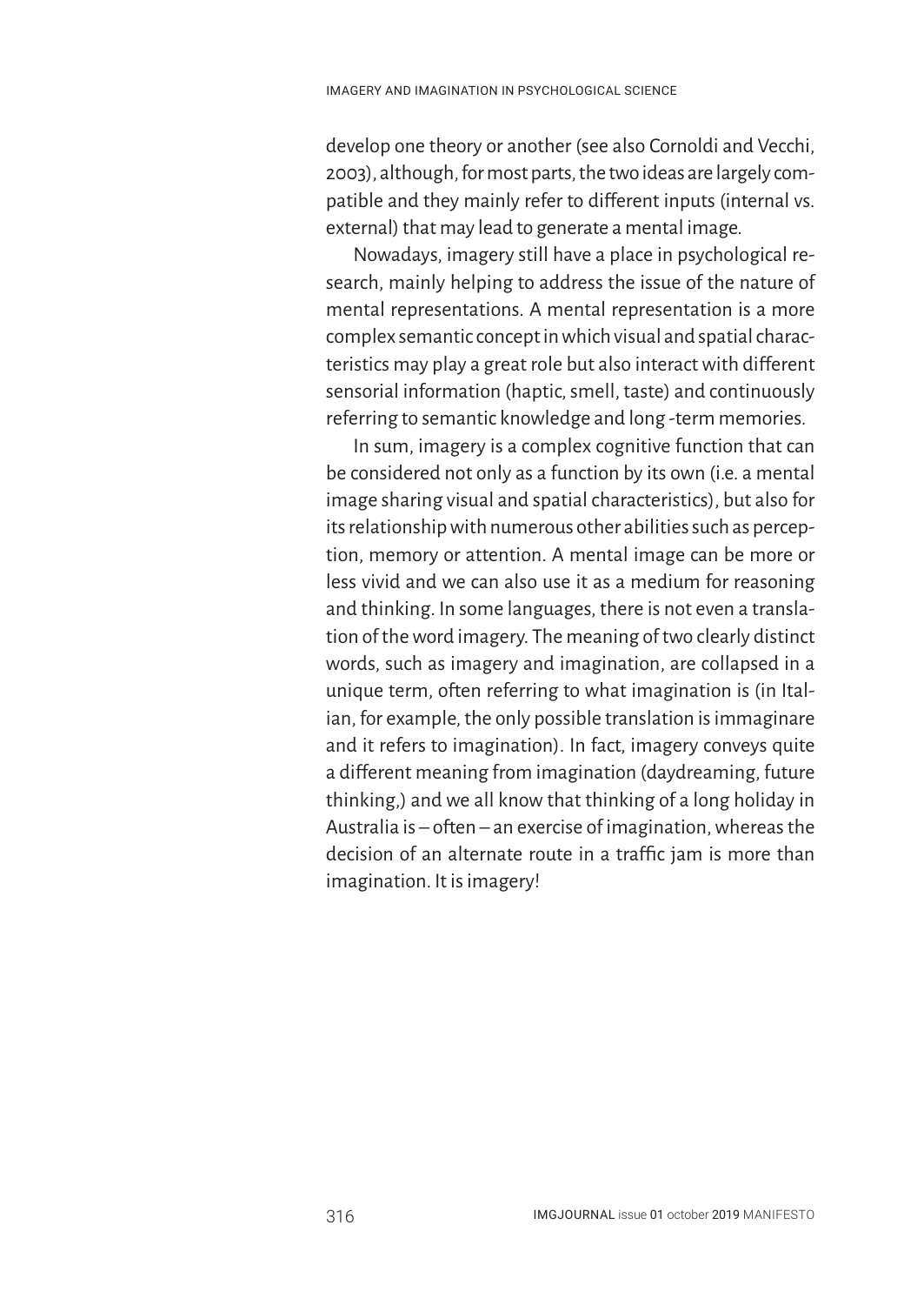develop one theory or another (see also Cornoldi and Vecchi, 2003), although, for most parts, the two ideas are largely compatible and they mainly refer to different inputs (internal vs. external) that may lead to generate a mental image.

Nowadays, imagery still have a place in psychological research, mainly helping to address the issue of the nature of mental representations. A mental representation is a more complex semantic concept in which visual and spatial characteristics may play a great role but also interact with different sensorial information (haptic, smell, taste) and continuously referring to semantic knowledge and long -term memories.

In sum, imagery is a complex cognitive function that can be considered not only as a function by its own (i.e. a mental image sharing visual and spatial characteristics), but also for its relationship with numerous other abilities such as perception, memory or attention. A mental image can be more or less vivid and we can also use it as a medium for reasoning and thinking. In some languages, there is not even a translation of the word imagery. The meaning of two clearly distinct words, such as imagery and imagination, are collapsed in a unique term, often referring to what imagination is (in Italian, for example, the only possible translation is immaginare and it refers to imagination). In fact, imagery conveys quite a different meaning from imagination (daydreaming, future thinking,) and we all know that thinking of a long holiday in Australia is – often – an exercise of imagination, whereas the decision of an alternate route in a traffic jam is more than imagination. It is imagery!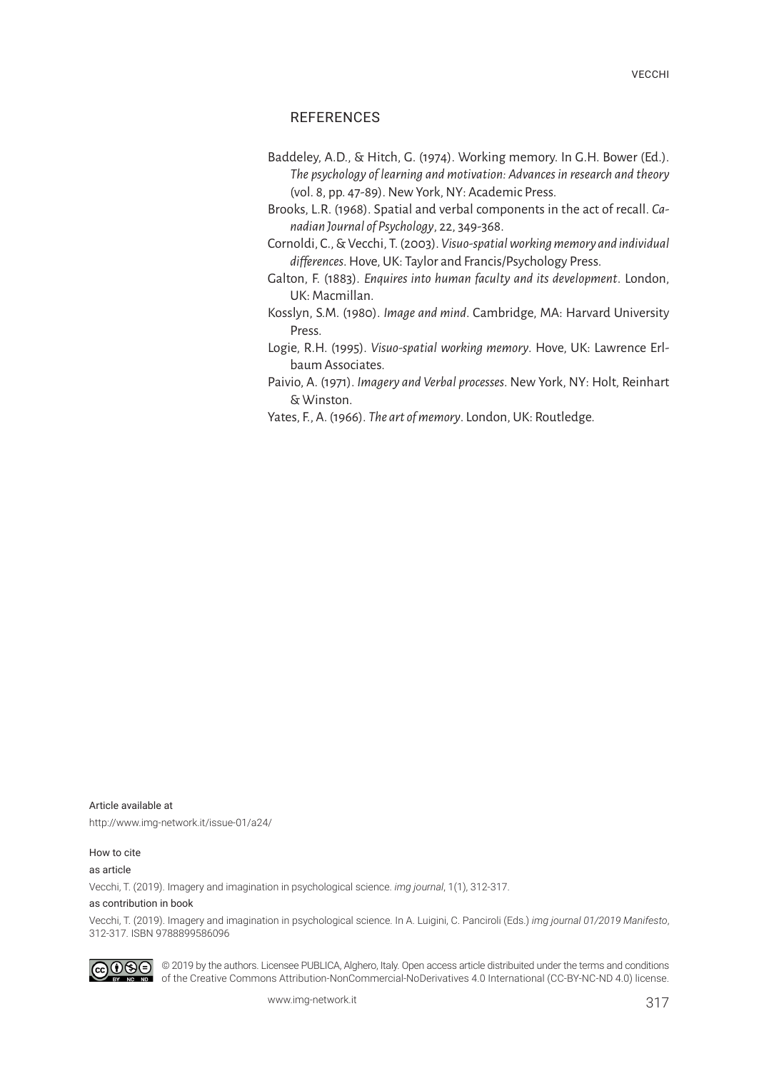## REFERENCES

Baddeley, A.D., & Hitch, G. (1974). Working memory. In G.H. Bower (Ed.). *The psychology of learning and motivation: Advances in research and theory* (vol. 8, pp. 47-89). New York, NY: Academic Press.

Brooks, L.R. (1968). Spatial and verbal components in the act of recall. *Canadian Journal of Psychology*, 22, 349-368.

Cornoldi, C., & Vecchi, T. (2003). *Visuo-spatial working memory and individual differences*. Hove, UK: Taylor and Francis/Psychology Press.

Galton, F. (1883). *Enquires into human faculty and its development*. London, UK: Macmillan.

Kosslyn, S.M. (1980). *Image and mind*. Cambridge, MA: Harvard University Press.

Logie, R.H. (1995). *Visuo-spatial working memory*. Hove, UK: Lawrence Erlbaum Associates.

Paivio, A. (1971). *Imagery and Verbal processes*. New York, NY: Holt, Reinhart & Winston.

Yates, F., A. (1966). *The art of memory*. London, UK: Routledge.

Article available at

http://www.img-network.it/issue-01/a24/

How to cite

as article

Vecchi, T. (2019). Imagery and imagination in psychological science. *img journal*, 1(1), 312-317.

as contribution in book

Vecchi, T. (2019). Imagery and imagination in psychological science. In A. Luigini, C. Panciroli (Eds.) *img journal 01/2019 Manifesto*, 312-317. ISBN 9788899586096

© 2019 by the authors. Licensee PUBLICA, Alghero, Italy. Open access article distribuited under the terms and conditions of the Creative Commons Attribution-NonCommercial-NoDerivatives 4.0 International (CC-BY-NC-ND 4.0) license.